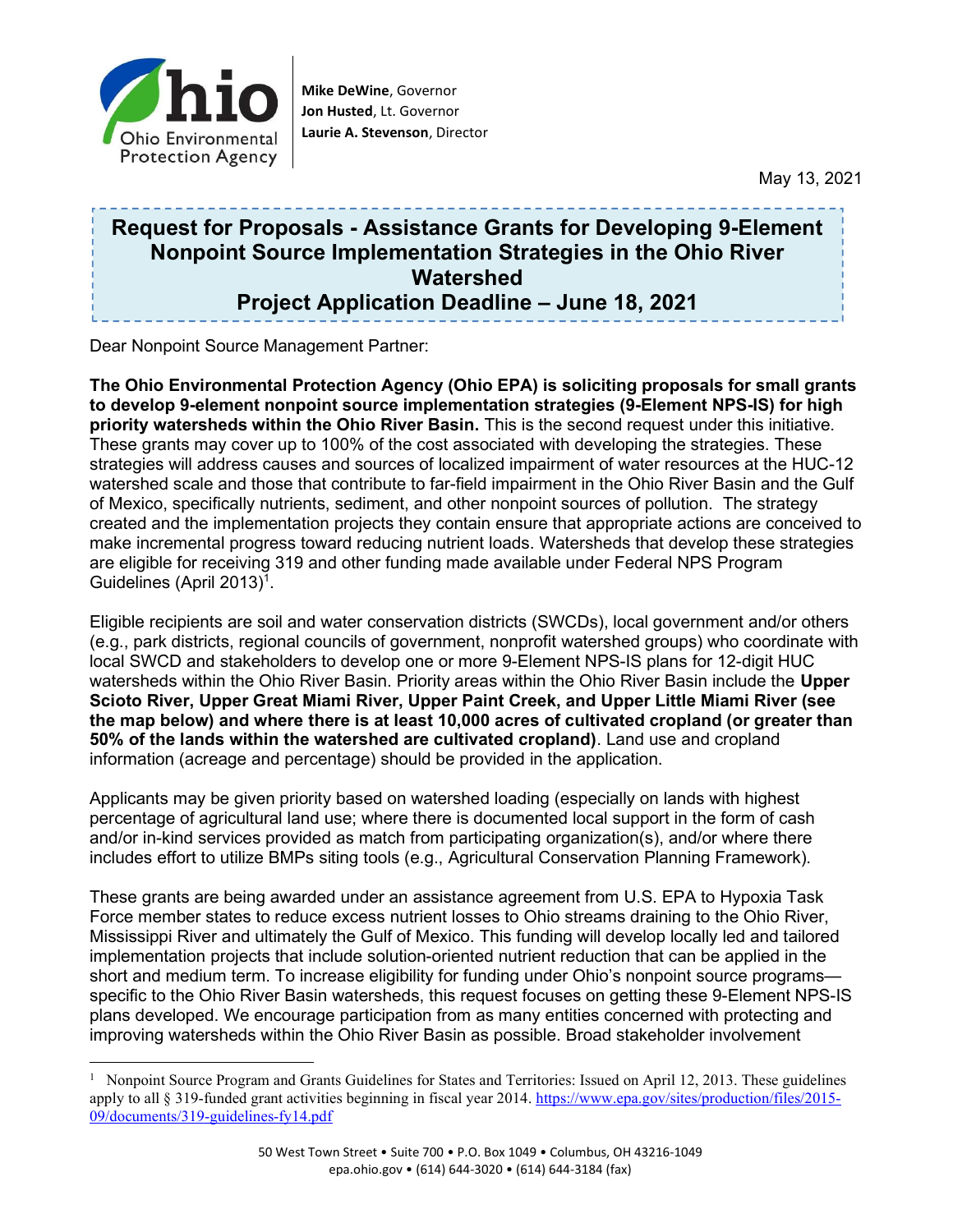**Mike DeWine**, Governor
**Jon Husted**, Lt. Governor
**Laurie A. Stevenson**, Director

May 13, 2021

# Request for Proposals - Assistance Grants for Developing 9-Element Nonpoint Source Implementation Strategies in the Ohio River Watershed
## Project Application Deadline – June 18, 2021

Dear Nonpoint Source Management Partner:

**The Ohio Environmental Protection Agency (Ohio EPA) is soliciting proposals for small grants to develop 9-element nonpoint source implementation strategies (9-Element NPS-IS) for high priority watersheds within the Ohio River Basin.** This is the second request under this initiative. These grants may cover up to 100% of the cost associated with developing the strategies. These strategies will address causes and sources of localized impairment of water resources at the HUC-12 watershed scale and those that contribute to far-field impairment in the Ohio River Basin and the Gulf of Mexico, specifically nutrients, sediment, and other nonpoint sources of pollution. The strategy created and the implementation projects they contain ensure that appropriate actions are conceived to make incremental progress toward reducing nutrient loads. Watersheds that develop these strategies are eligible for receiving 319 and other funding made available under Federal NPS Program Guidelines (April 2013)[1].

Eligible recipients are soil and water conservation districts (SWCDs), local government and/or others (e.g., park districts, regional councils of government, nonprofit watershed groups) who coordinate with local SWCD and stakeholders to develop one or more 9-Element NPS-IS plans for 12-digit HUC watersheds within the Ohio River Basin. Priority areas within the Ohio River Basin include the **Upper Scioto River, Upper Great Miami River, Upper Paint Creek, and Upper Little Miami River (see the map below) and where there is at least 10,000 acres of cultivated cropland (or greater than 50% of the lands within the watershed are cultivated cropland)**. Land use and cropland information (acreage and percentage) should be provided in the application.

Applicants may be given priority based on watershed loading (especially on lands with highest percentage of agricultural land use; where there is documented local support in the form of cash and/or in-kind services provided as match from participating organization(s), and/or where there includes effort to utilize BMPs siting tools (e.g., Agricultural Conservation Planning Framework).

These grants are being awarded under an assistance agreement from U.S. EPA to Hypoxia Task Force member states to reduce excess nutrient losses to Ohio streams draining to the Ohio River, Mississippi River and ultimately the Gulf of Mexico. This funding will develop locally led and tailored implementation projects that include solution-oriented nutrient reduction that can be applied in the short and medium term. To increase eligibility for funding under Ohio's nonpoint source programs—specific to the Ohio River Basin watersheds, this request focuses on getting these 9-Element NPS-IS plans developed. We encourage participation from as many entities concerned with protecting and improving watersheds within the Ohio River Basin as possible. Broad stakeholder involvement

---

[1] Nonpoint Source Program and Grants Guidelines for States and Territories: Issued on April 12, 2013. These guidelines apply to all § 319-funded grant activities beginning in fiscal year 2014. https://www.epa.gov/sites/production/files/2015-09/documents/319-guidelines-fy14.pdf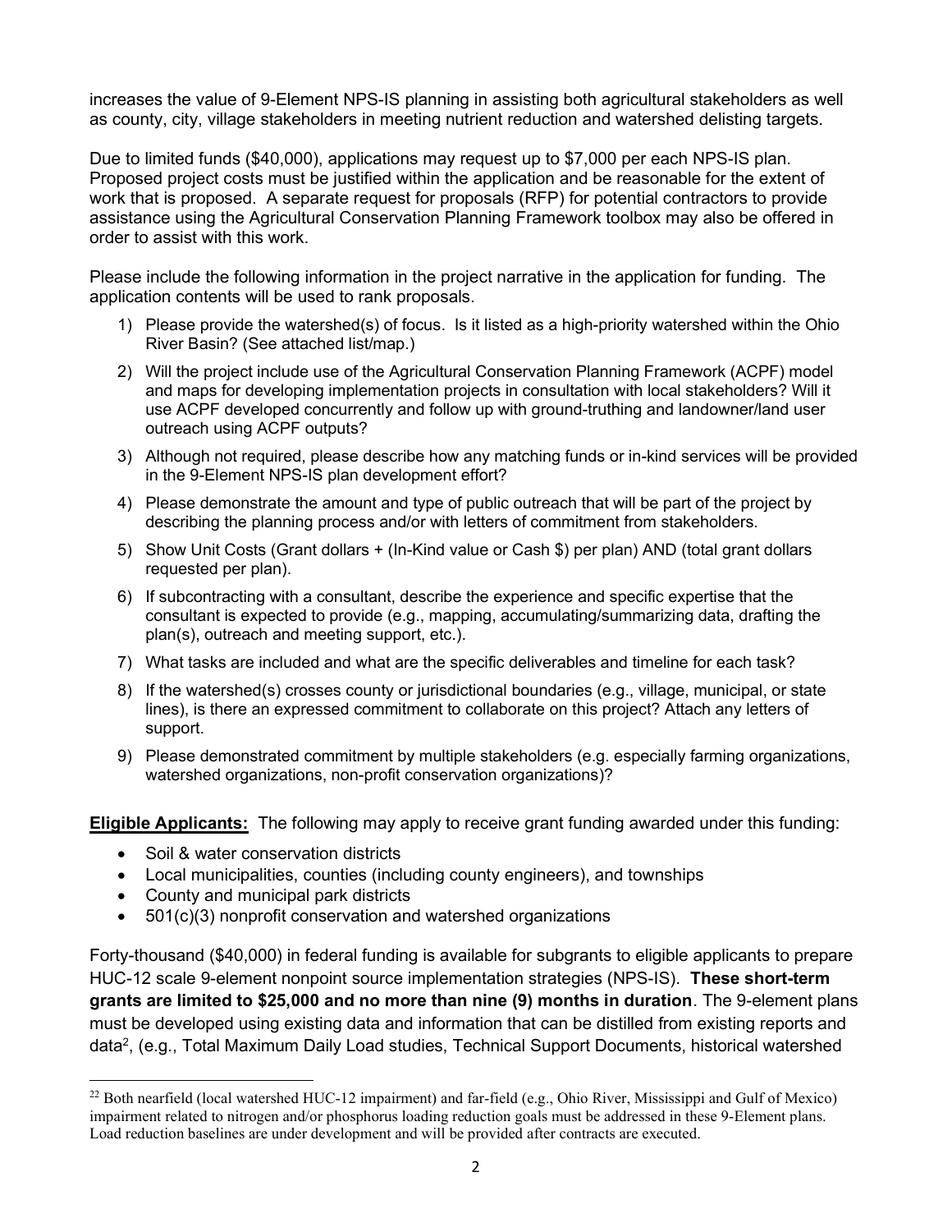increases the value of 9-Element NPS-IS planning in assisting both agricultural stakeholders as well as county, city, village stakeholders in meeting nutrient reduction and watershed delisting targets.

Due to limited funds ($40,000), applications may request up to $7,000 per each NPS-IS plan. Proposed project costs must be justified within the application and be reasonable for the extent of work that is proposed. A separate request for proposals (RFP) for potential contractors to provide assistance using the Agricultural Conservation Planning Framework toolbox may also be offered in order to assist with this work.

Please include the following information in the project narrative in the application for funding. The application contents will be used to rank proposals.

1) Please provide the watershed(s) of focus. Is it listed as a high-priority watershed within the Ohio River Basin? (See attached list/map.)
2) Will the project include use of the Agricultural Conservation Planning Framework (ACPF) model and maps for developing implementation projects in consultation with local stakeholders? Will it use ACPF developed concurrently and follow up with ground-truthing and landowner/land user outreach using ACPF outputs?
3) Although not required, please describe how any matching funds or in-kind services will be provided in the 9-Element NPS-IS plan development effort?
4) Please demonstrate the amount and type of public outreach that will be part of the project by describing the planning process and/or with letters of commitment from stakeholders.
5) Show Unit Costs (Grant dollars + (In-Kind value or Cash $) per plan) AND (total grant dollars requested per plan).
6) If subcontracting with a consultant, describe the experience and specific expertise that the consultant is expected to provide (e.g., mapping, accumulating/summarizing data, drafting the plan(s), outreach and meeting support, etc.).
7) What tasks are included and what are the specific deliverables and timeline for each task?
8) If the watershed(s) crosses county or jurisdictional boundaries (e.g., village, municipal, or state lines), is there an expressed commitment to collaborate on this project? Attach any letters of support.
9) Please demonstrated commitment by multiple stakeholders (e.g. especially farming organizations, watershed organizations, non-profit conservation organizations)?

**Eligible Applicants:** The following may apply to receive grant funding awarded under this funding:

- Soil & water conservation districts
- Local municipalities, counties (including county engineers), and townships
- County and municipal park districts
- 501(c)(3) nonprofit conservation and watershed organizations

Forty-thousand ($40,000) in federal funding is available for subgrants to eligible applicants to prepare HUC-12 scale 9-element nonpoint source implementation strategies (NPS-IS). **These short-term grants are limited to $25,000 and no more than nine (9) months in duration**. The 9-element plans must be developed using existing data and information that can be distilled from existing reports and data[2], (e.g., Total Maximum Daily Load studies, Technical Support Documents, historical watershed

---

[22] Both nearfield (local watershed HUC-12 impairment) and far-field (e.g., Ohio River, Mississippi and Gulf of Mexico) impairment related to nitrogen and/or phosphorus loading reduction goals must be addressed in these 9-Element plans. Load reduction baselines are under development and will be provided after contracts are executed.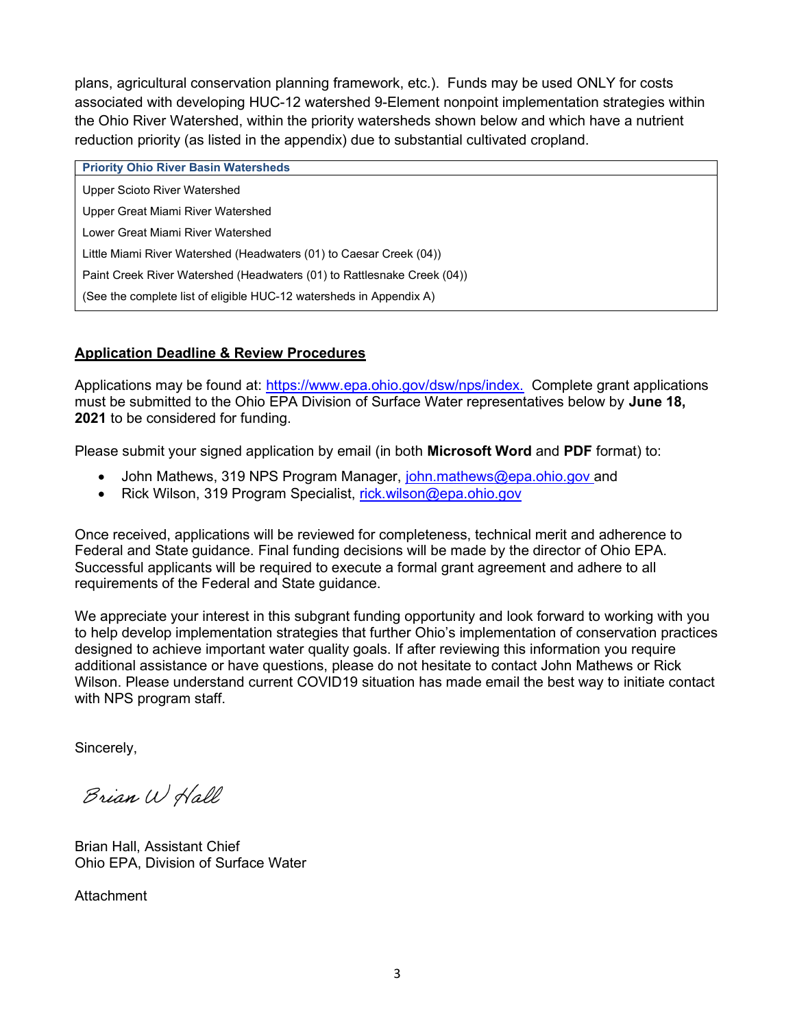plans, agricultural conservation planning framework, etc.). Funds may be used ONLY for costs associated with developing HUC-12 watershed 9-Element nonpoint implementation strategies within the Ohio River Watershed, within the priority watersheds shown below and which have a nutrient reduction priority (as listed in the appendix) due to substantial cultivated cropland.

| Priority Ohio River Basin Watersheds |
|---|
| Upper Scioto River Watershed |
| Upper Great Miami River Watershed |
| Lower Great Miami River Watershed |
| Little Miami River Watershed (Headwaters (01) to Caesar Creek (04)) |
| Paint Creek River Watershed (Headwaters (01) to Rattlesnake Creek (04)) |
| (See the complete list of eligible HUC-12 watersheds in Appendix A) |

## Application Deadline & Review Procedures

Applications may be found at: https://www.epa.ohio.gov/dsw/nps/index. Complete grant applications must be submitted to the Ohio EPA Division of Surface Water representatives below by **June 18, 2021** to be considered for funding.

Please submit your signed application by email (in both **Microsoft Word** and **PDF** format) to:

- John Mathews, 319 NPS Program Manager, john.mathews@epa.ohio.gov and
- Rick Wilson, 319 Program Specialist, rick.wilson@epa.ohio.gov

Once received, applications will be reviewed for completeness, technical merit and adherence to Federal and State guidance. Final funding decisions will be made by the director of Ohio EPA. Successful applicants will be required to execute a formal grant agreement and adhere to all requirements of the Federal and State guidance.

We appreciate your interest in this subgrant funding opportunity and look forward to working with you to help develop implementation strategies that further Ohio's implementation of conservation practices designed to achieve important water quality goals. If after reviewing this information you require additional assistance or have questions, please do not hesitate to contact John Mathews or Rick Wilson. Please understand current COVID19 situation has made email the best way to initiate contact with NPS program staff.

Sincerely,

*Brian W Hall*

Brian Hall, Assistant Chief
Ohio EPA, Division of Surface Water

Attachment